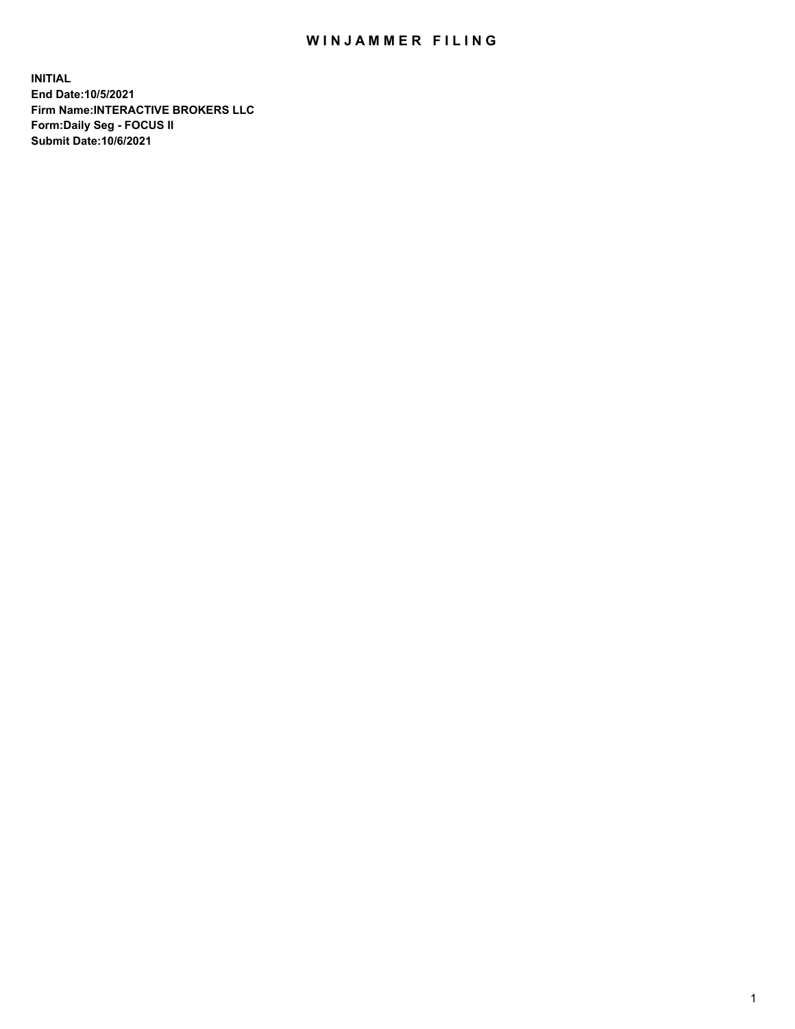# WINJAMMER FILING

**INITIAL**
**End Date:10/5/2021**
**Firm Name:INTERACTIVE BROKERS LLC**
**Form:Daily Seg - FOCUS II**
**Submit Date:10/6/2021**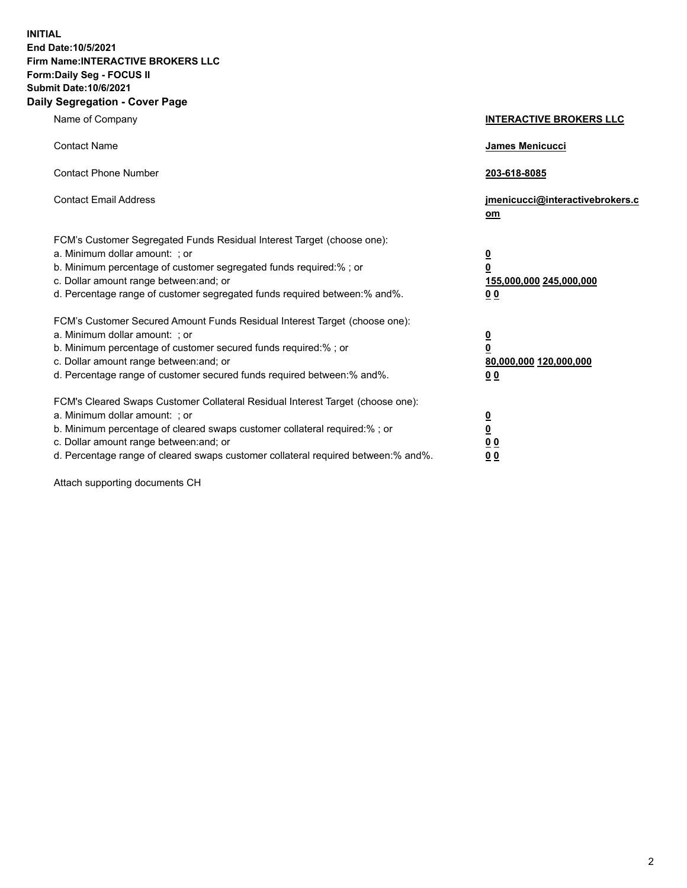**INITIAL**
**End Date:10/5/2021**
**Firm Name:INTERACTIVE BROKERS LLC**
**Form:Daily Seg - FOCUS II**
**Submit Date:10/6/2021**

## Daily Segregation - Cover Page

| | |
|---|---|
| Name of Company | **INTERACTIVE BROKERS LLC** |
| Contact Name | **James Menicucci** |
| Contact Phone Number | **203-618-8085** |
| Contact Email Address | **jmenicucci@interactivebrokers.com** |
| FCM's Customer Segregated Funds Residual Interest Target (choose one): | |
| a. Minimum dollar amount: ; or | **0** |
| b. Minimum percentage of customer segregated funds required:% ; or | **0** |
| c. Dollar amount range between:and; or | **155,000,000 245,000,000** |
| d. Percentage range of customer segregated funds required between:% and%. | **0 0** |
| FCM's Customer Secured Amount Funds Residual Interest Target (choose one): | |
| a. Minimum dollar amount: ; or | **0** |
| b. Minimum percentage of customer secured funds required:% ; or | **0** |
| c. Dollar amount range between:and; or | **80,000,000 120,000,000** |
| d. Percentage range of customer secured funds required between:% and%. | **0 0** |
| FCM's Cleared Swaps Customer Collateral Residual Interest Target (choose one): | |
| a. Minimum dollar amount: ; or | **0** |
| b. Minimum percentage of cleared swaps customer collateral required:% ; or | **0** |
| c. Dollar amount range between:and; or | **0 0** |
| d. Percentage range of cleared swaps customer collateral required between:% and%. | **0 0** |

Attach supporting documents CH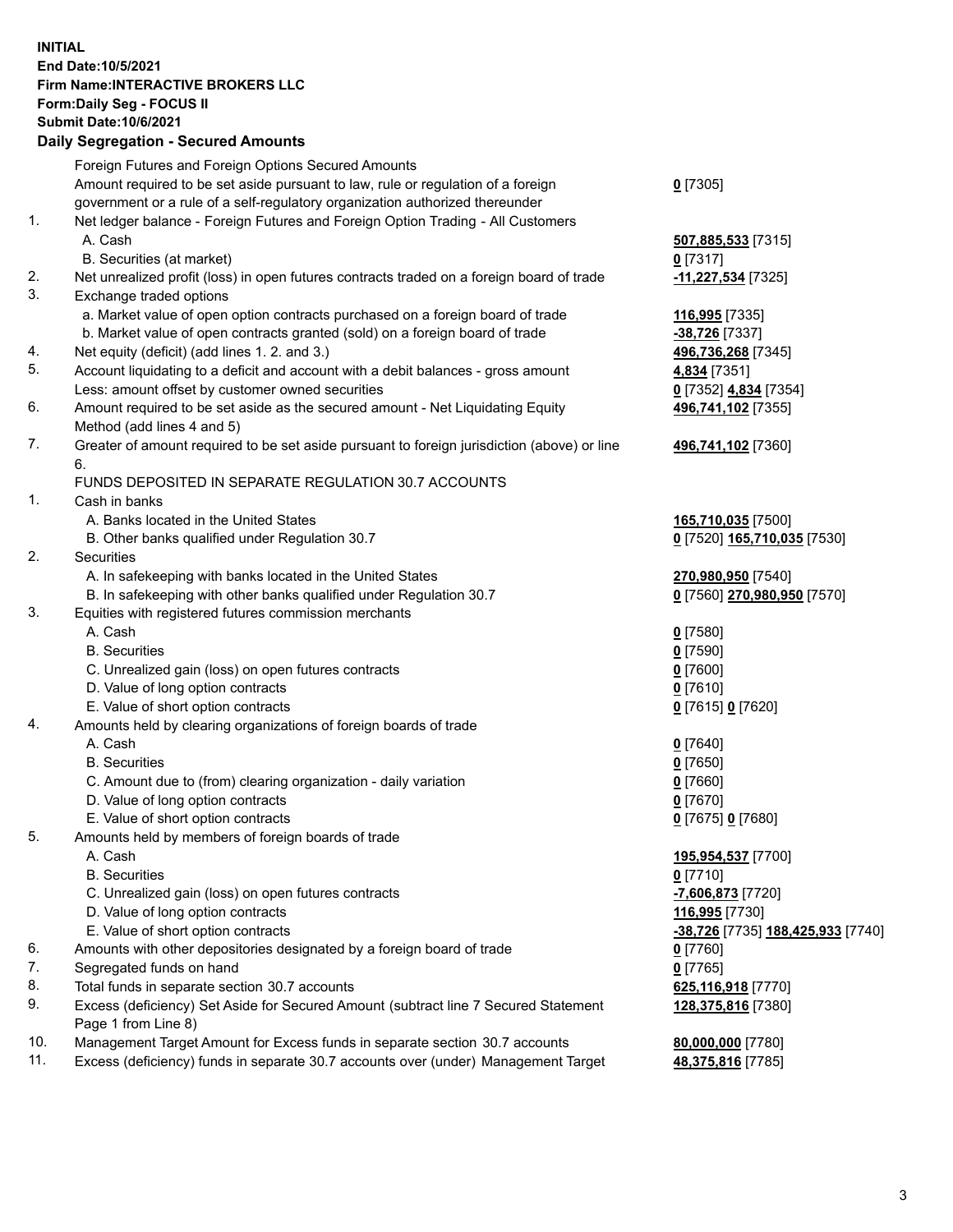**INITIAL**
**End Date:10/5/2021**
**Firm Name:INTERACTIVE BROKERS LLC**
**Form:Daily Seg - FOCUS II**
**Submit Date:10/6/2021**

### Daily Segregation - Secured Amounts

| | | |
|---|---|---|
| | Foreign Futures and Foreign Options Secured Amounts | |
| | Amount required to be set aside pursuant to law, rule or regulation of a foreign government or a rule of a self-regulatory organization authorized thereunder | **0** [7305] |
| 1. | Net ledger balance - Foreign Futures and Foreign Option Trading - All Customers | |
| | A. Cash | **507,885,533** [7315] |
| | B. Securities (at market) | **0** [7317] |
| 2. | Net unrealized profit (loss) in open futures contracts traded on a foreign board of trade | **-11,227,534** [7325] |
| 3. | Exchange traded options | |
| | a. Market value of open option contracts purchased on a foreign board of trade | **116,995** [7335] |
| | b. Market value of open contracts granted (sold) on a foreign board of trade | **-38,726** [7337] |
| 4. | Net equity (deficit) (add lines 1. 2. and 3.) | **496,736,268** [7345] |
| 5. | Account liquidating to a deficit and account with a debit balances - gross amount | **4,834** [7351] |
| | Less: amount offset by customer owned securities | **0** [7352] **4,834** [7354] |
| 6. | Amount required to be set aside as the secured amount - Net Liquidating Equity Method (add lines 4 and 5) | **496,741,102** [7355] |
| 7. | Greater of amount required to be set aside pursuant to foreign jurisdiction (above) or line 6. | **496,741,102** [7360] |
| | FUNDS DEPOSITED IN SEPARATE REGULATION 30.7 ACCOUNTS | |
| 1. | Cash in banks | |
| | A. Banks located in the United States | **165,710,035** [7500] |
| | B. Other banks qualified under Regulation 30.7 | **0** [7520] **165,710,035** [7530] |
| 2. | Securities | |
| | A. In safekeeping with banks located in the United States | **270,980,950** [7540] |
| | B. In safekeeping with other banks qualified under Regulation 30.7 | **0** [7560] **270,980,950** [7570] |
| 3. | Equities with registered futures commission merchants | |
| | A. Cash | **0** [7580] |
| | B. Securities | **0** [7590] |
| | C. Unrealized gain (loss) on open futures contracts | **0** [7600] |
| | D. Value of long option contracts | **0** [7610] |
| | E. Value of short option contracts | **0** [7615] **0** [7620] |
| 4. | Amounts held by clearing organizations of foreign boards of trade | |
| | A. Cash | **0** [7640] |
| | B. Securities | **0** [7650] |
| | C. Amount due to (from) clearing organization - daily variation | **0** [7660] |
| | D. Value of long option contracts | **0** [7670] |
| | E. Value of short option contracts | **0** [7675] **0** [7680] |
| 5. | Amounts held by members of foreign boards of trade | |
| | A. Cash | **195,954,537** [7700] |
| | B. Securities | **0** [7710] |
| | C. Unrealized gain (loss) on open futures contracts | **-7,606,873** [7720] |
| | D. Value of long option contracts | **116,995** [7730] |
| | E. Value of short option contracts | **-38,726** [7735] **188,425,933** [7740] |
| 6. | Amounts with other depositories designated by a foreign board of trade | **0** [7760] |
| 7. | Segregated funds on hand | **0** [7765] |
| 8. | Total funds in separate section 30.7 accounts | **625,116,918** [7770] |
| 9. | Excess (deficiency) Set Aside for Secured Amount (subtract line 7 Secured Statement Page 1 from Line 8) | **128,375,816** [7380] |
| 10. | Management Target Amount for Excess funds in separate section 30.7 accounts | **80,000,000** [7780] |
| 11. | Excess (deficiency) funds in separate 30.7 accounts over (under) Management Target | **48,375,816** [7785] |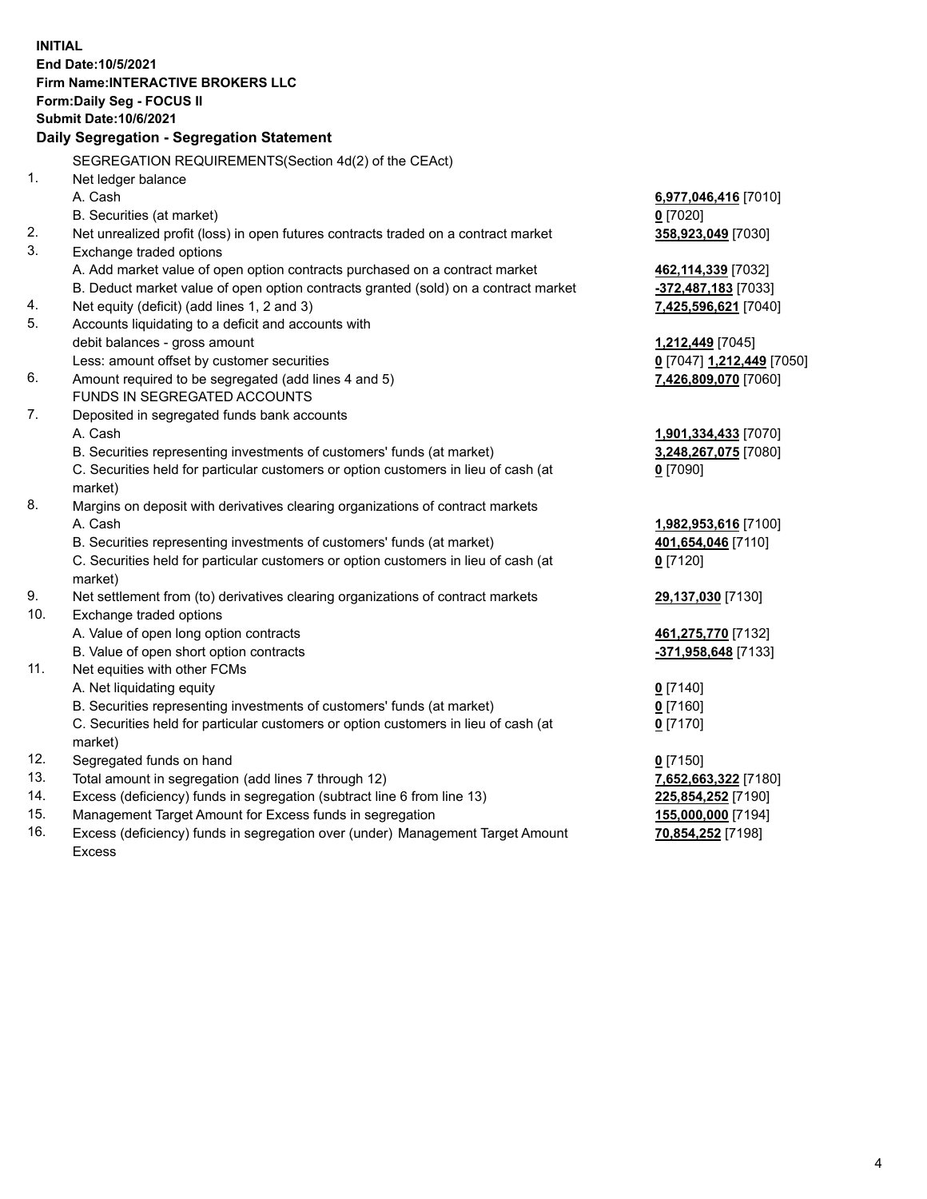**INITIAL**
**End Date:10/5/2021**
**Firm Name:INTERACTIVE BROKERS LLC**
**Form:Daily Seg - FOCUS II**
**Submit Date:10/6/2021**

**Daily Segregation - Segregation Statement**

| | | |
|---|---|---|
| | SEGREGATION REQUIREMENTS(Section 4d(2) of the CEAct) | |
| 1. | Net ledger balance | |
| | A. Cash | **6,977,046,416** [7010] |
| | B. Securities (at market) | **0** [7020] |
| 2. | Net unrealized profit (loss) in open futures contracts traded on a contract market | **358,923,049** [7030] |
| 3. | Exchange traded options | |
| | A. Add market value of open option contracts purchased on a contract market | **462,114,339** [7032] |
| | B. Deduct market value of open option contracts granted (sold) on a contract market | **-372,487,183** [7033] |
| 4. | Net equity (deficit) (add lines 1, 2 and 3) | **7,425,596,621** [7040] |
| 5. | Accounts liquidating to a deficit and accounts with | |
| | debit balances - gross amount | **1,212,449** [7045] |
| | Less: amount offset by customer securities | **0** [7047] **1,212,449** [7050] |
| 6. | Amount required to be segregated (add lines 4 and 5) | **7,426,809,070** [7060] |
| | FUNDS IN SEGREGATED ACCOUNTS | |
| 7. | Deposited in segregated funds bank accounts | |
| | A. Cash | **1,901,334,433** [7070] |
| | B. Securities representing investments of customers' funds (at market) | **3,248,267,075** [7080] |
| | C. Securities held for particular customers or option customers in lieu of cash (at market) | **0** [7090] |
| 8. | Margins on deposit with derivatives clearing organizations of contract markets | |
| | A. Cash | **1,982,953,616** [7100] |
| | B. Securities representing investments of customers' funds (at market) | **401,654,046** [7110] |
| | C. Securities held for particular customers or option customers in lieu of cash (at market) | **0** [7120] |
| 9. | Net settlement from (to) derivatives clearing organizations of contract markets | **29,137,030** [7130] |
| 10. | Exchange traded options | |
| | A. Value of open long option contracts | **461,275,770** [7132] |
| | B. Value of open short option contracts | **-371,958,648** [7133] |
| 11. | Net equities with other FCMs | |
| | A. Net liquidating equity | **0** [7140] |
| | B. Securities representing investments of customers' funds (at market) | **0** [7160] |
| | C. Securities held for particular customers or option customers in lieu of cash (at market) | **0** [7170] |
| 12. | Segregated funds on hand | **0** [7150] |
| 13. | Total amount in segregation (add lines 7 through 12) | **7,652,663,322** [7180] |
| 14. | Excess (deficiency) funds in segregation (subtract line 6 from line 13) | **225,854,252** [7190] |
| 15. | Management Target Amount for Excess funds in segregation | **155,000,000** [7194] |
| 16. | Excess (deficiency) funds in segregation over (under) Management Target Amount Excess | **70,854,252** [7198] |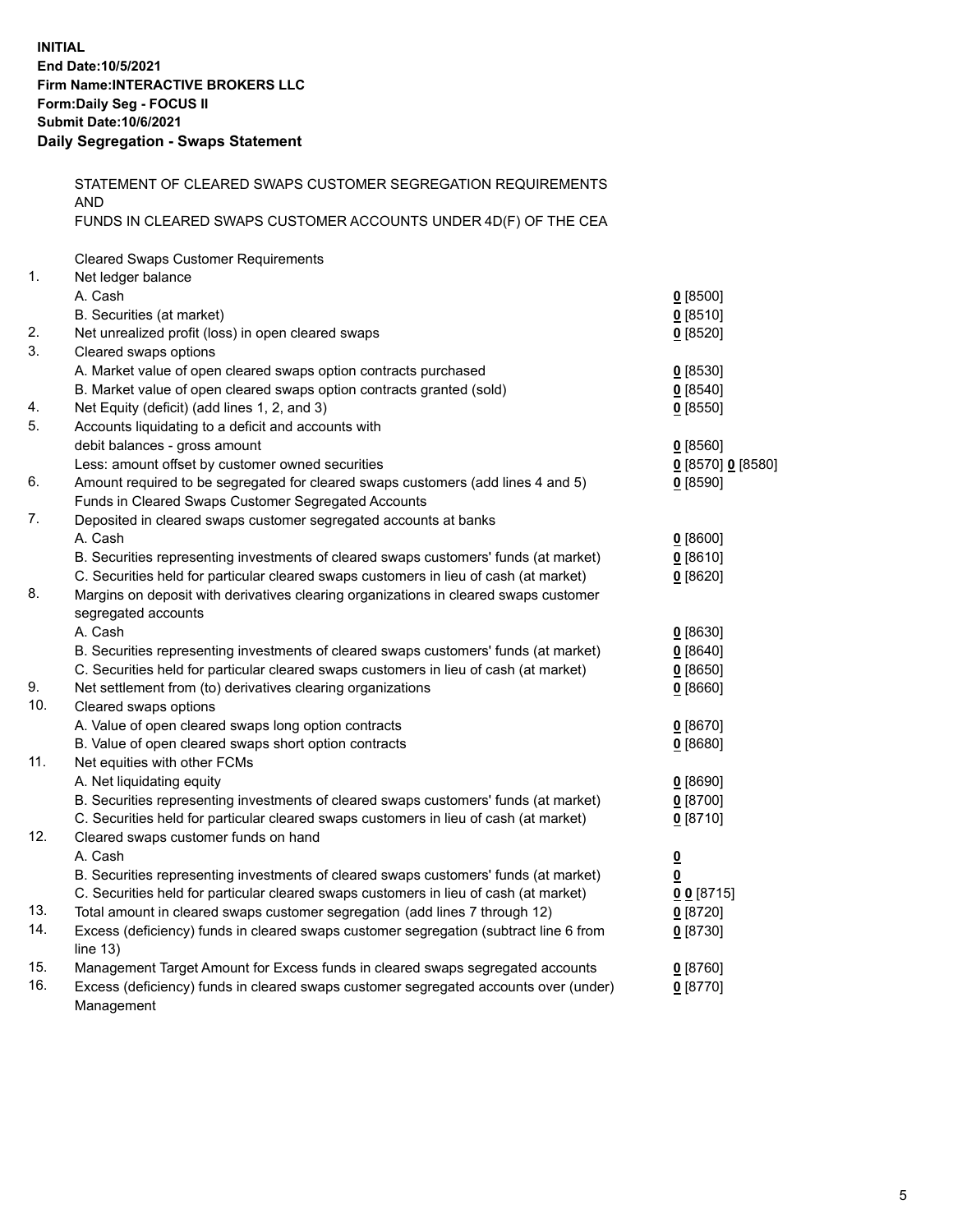**INITIAL**
**End Date:10/5/2021**
**Firm Name:INTERACTIVE BROKERS LLC**
**Form:Daily Seg - FOCUS II**
**Submit Date:10/6/2021**
**Daily Segregation - Swaps Statement**

STATEMENT OF CLEARED SWAPS CUSTOMER SEGREGATION REQUIREMENTS AND FUNDS IN CLEARED SWAPS CUSTOMER ACCOUNTS UNDER 4D(F) OF THE CEA

| | | |
|---|---|---|
| | Cleared Swaps Customer Requirements | |
| 1. | Net ledger balance | |
| | A. Cash | 0 [8500] |
| | B. Securities (at market) | 0 [8510] |
| 2. | Net unrealized profit (loss) in open cleared swaps | 0 [8520] |
| 3. | Cleared swaps options | |
| | A. Market value of open cleared swaps option contracts purchased | 0 [8530] |
| | B. Market value of open cleared swaps option contracts granted (sold) | 0 [8540] |
| 4. | Net Equity (deficit) (add lines 1, 2, and 3) | 0 [8550] |
| 5. | Accounts liquidating to a deficit and accounts with debit balances - gross amount | 0 [8560] |
| | Less: amount offset by customer owned securities | 0 [8570] 0 [8580] |
| 6. | Amount required to be segregated for cleared swaps customers (add lines 4 and 5) | 0 [8590] |
| | Funds in Cleared Swaps Customer Segregated Accounts | |
| 7. | Deposited in cleared swaps customer segregated accounts at banks | |
| | A. Cash | 0 [8600] |
| | B. Securities representing investments of cleared swaps customers' funds (at market) | 0 [8610] |
| | C. Securities held for particular cleared swaps customers in lieu of cash (at market) | 0 [8620] |
| 8. | Margins on deposit with derivatives clearing organizations in cleared swaps customer segregated accounts | |
| | A. Cash | 0 [8630] |
| | B. Securities representing investments of cleared swaps customers' funds (at market) | 0 [8640] |
| | C. Securities held for particular cleared swaps customers in lieu of cash (at market) | 0 [8650] |
| 9. | Net settlement from (to) derivatives clearing organizations | 0 [8660] |
| 10. | Cleared swaps options | |
| | A. Value of open cleared swaps long option contracts | 0 [8670] |
| | B. Value of open cleared swaps short option contracts | 0 [8680] |
| 11. | Net equities with other FCMs | |
| | A. Net liquidating equity | 0 [8690] |
| | B. Securities representing investments of cleared swaps customers' funds (at market) | 0 [8700] |
| | C. Securities held for particular cleared swaps customers in lieu of cash (at market) | 0 [8710] |
| 12. | Cleared swaps customer funds on hand | |
| | A. Cash | 0 |
| | B. Securities representing investments of cleared swaps customers' funds (at market) | 0 |
| | C. Securities held for particular cleared swaps customers in lieu of cash (at market) | 0 0 [8715] |
| 13. | Total amount in cleared swaps customer segregation (add lines 7 through 12) | 0 [8720] |
| 14. | Excess (deficiency) funds in cleared swaps customer segregation (subtract line 6 from line 13) | 0 [8730] |
| 15. | Management Target Amount for Excess funds in cleared swaps segregated accounts | 0 [8760] |
| 16. | Excess (deficiency) funds in cleared swaps customer segregated accounts over (under) Management | 0 [8770] |